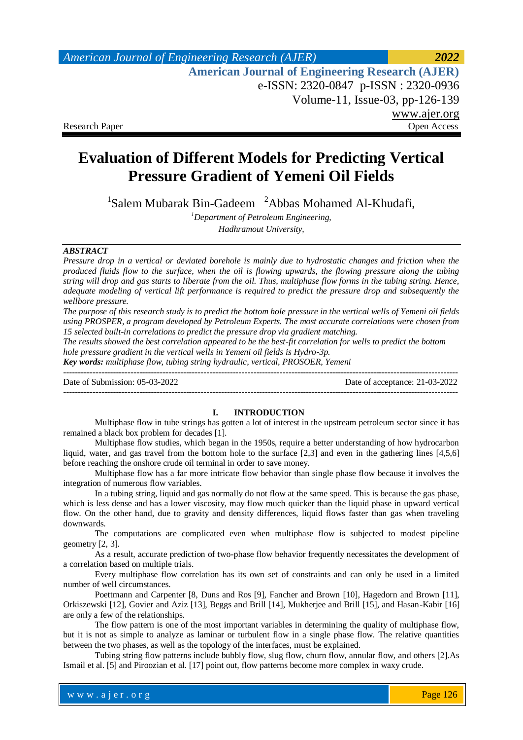Research Paper | Open Access

# Evaluation of Different Models for Predicting Vertical Pressure Gradient of Yemeni Oil Fields

[1]Salem Mubarak Bin-Gadeem [2]Abbas Mohamed Al-Khudafi,

*[1]Department of Petroleum Engineering, Hadhramout University,*

## *ABSTRACT*

*Pressure drop in a vertical or deviated borehole is mainly due to hydrostatic changes and friction when the produced fluids flow to the surface, when the oil is flowing upwards, the flowing pressure along the tubing string will drop and gas starts to liberate from the oil. Thus, multiphase flow forms in the tubing string. Hence, adequate modeling of vertical lift performance is required to predict the pressure drop and subsequently the wellbore pressure.*

*The purpose of this research study is to predict the bottom hole pressure in the vertical wells of Yemeni oil fields using PROSPER, a program developed by Petroleum Experts. The most accurate correlations were chosen from 15 selected built-in correlations to predict the pressure drop via gradient matching.*

*The results showed the best correlation appeared to be the best-fit correlation for wells to predict the bottom hole pressure gradient in the vertical wells in Yemeni oil fields is Hydro-3p.*

***Key words:*** *multiphase flow, tubing string hydraulic, vertical, PROSOER, Yemeni*

---

Date of Submission: 05-03-2022 | Date of acceptance: 21-03-2022

---

## I. INTRODUCTION

Multiphase flow in tube strings has gotten a lot of interest in the upstream petroleum sector since it has remained a black box problem for decades [1].

Multiphase flow studies, which began in the 1950s, require a better understanding of how hydrocarbon liquid, water, and gas travel from the bottom hole to the surface [2,3] and even in the gathering lines [4,5,6] before reaching the onshore crude oil terminal in order to save money.

Multiphase flow has a far more intricate flow behavior than single phase flow because it involves the integration of numerous flow variables.

In a tubing string, liquid and gas normally do not flow at the same speed. This is because the gas phase, which is less dense and has a lower viscosity, may flow much quicker than the liquid phase in upward vertical flow. On the other hand, due to gravity and density differences, liquid flows faster than gas when traveling downwards.

The computations are complicated even when multiphase flow is subjected to modest pipeline geometry [2, 3].

As a result, accurate prediction of two-phase flow behavior frequently necessitates the development of a correlation based on multiple trials.

Every multiphase flow correlation has its own set of constraints and can only be used in a limited number of well circumstances.

Poettmann and Carpenter [8, Duns and Ros [9], Fancher and Brown [10], Hagedorn and Brown [11], Orkiszewski [12], Govier and Aziz [13], Beggs and Brill [14], Mukherjee and Brill [15], and Hasan-Kabir [16] are only a few of the relationships.

The flow pattern is one of the most important variables in determining the quality of multiphase flow, but it is not as simple to analyze as laminar or turbulent flow in a single phase flow. The relative quantities between the two phases, as well as the topology of the interfaces, must be explained.

Tubing string flow patterns include bubbly flow, slug flow, churn flow, annular flow, and others [2].As Ismail et al. [5] and Piroozian et al. [17] point out, flow patterns become more complex in waxy crude.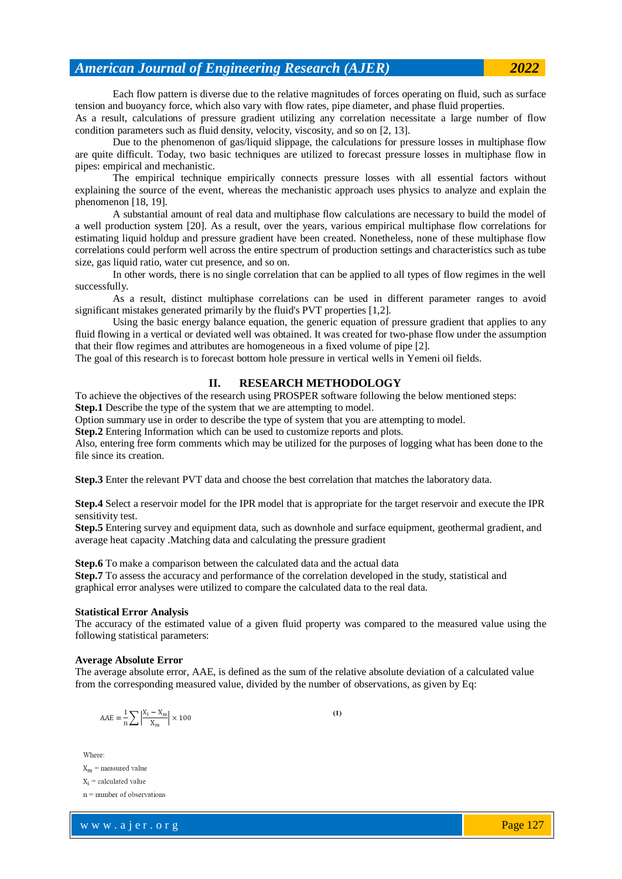Each flow pattern is diverse due to the relative magnitudes of forces operating on fluid, such as surface tension and buoyancy force, which also vary with flow rates, pipe diameter, and phase fluid properties.

As a result, calculations of pressure gradient utilizing any correlation necessitate a large number of flow condition parameters such as fluid density, velocity, viscosity, and so on [2, 13].

Due to the phenomenon of gas/liquid slippage, the calculations for pressure losses in multiphase flow are quite difficult. Today, two basic techniques are utilized to forecast pressure losses in multiphase flow in pipes: empirical and mechanistic.

The empirical technique empirically connects pressure losses with all essential factors without explaining the source of the event, whereas the mechanistic approach uses physics to analyze and explain the phenomenon [18, 19].

A substantial amount of real data and multiphase flow calculations are necessary to build the model of a well production system [20]. As a result, over the years, various empirical multiphase flow correlations for estimating liquid holdup and pressure gradient have been created. Nonetheless, none of these multiphase flow correlations could perform well across the entire spectrum of production settings and characteristics such as tube size, gas liquid ratio, water cut presence, and so on.

In other words, there is no single correlation that can be applied to all types of flow regimes in the well successfully.

As a result, distinct multiphase correlations can be used in different parameter ranges to avoid significant mistakes generated primarily by the fluid's PVT properties [1,2].

Using the basic energy balance equation, the generic equation of pressure gradient that applies to any fluid flowing in a vertical or deviated well was obtained. It was created for two-phase flow under the assumption that their flow regimes and attributes are homogeneous in a fixed volume of pipe [2].

The goal of this research is to forecast bottom hole pressure in vertical wells in Yemeni oil fields.

## II. RESEARCH METHODOLOGY

To achieve the objectives of the research using PROSPER software following the below mentioned steps:

**Step.1** Describe the type of the system that we are attempting to model.

Option summary use in order to describe the type of system that you are attempting to model.

**Step.2** Entering Information which can be used to customize reports and plots.

Also, entering free form comments which may be utilized for the purposes of logging what has been done to the file since its creation.

**Step.3** Enter the relevant PVT data and choose the best correlation that matches the laboratory data.

**Step.4** Select a reservoir model for the IPR model that is appropriate for the target reservoir and execute the IPR sensitivity test.

**Step.5** Entering survey and equipment data, such as downhole and surface equipment, geothermal gradient, and average heat capacity .Matching data and calculating the pressure gradient

**Step.6** To make a comparison between the calculated data and the actual data

**Step.7** To assess the accuracy and performance of the correlation developed in the study, statistical and graphical error analyses were utilized to compare the calculated data to the real data.

### Statistical Error Analysis

The accuracy of the estimated value of a given fluid property was compared to the measured value using the following statistical parameters:

### Average Absolute Error

The average absolute error, AAE, is defined as the sum of the relative absolute deviation of a calculated value from the corresponding measured value, divided by the number of observations, as given by Eq:

$$AAE = \frac{1}{n}\sum \left|\frac{X_i - X_m}{X_m}\right| \times 100 \quad (1)$$

Where:

$X_m$ = measured value

$X_i$ = calculated value

n = number of observations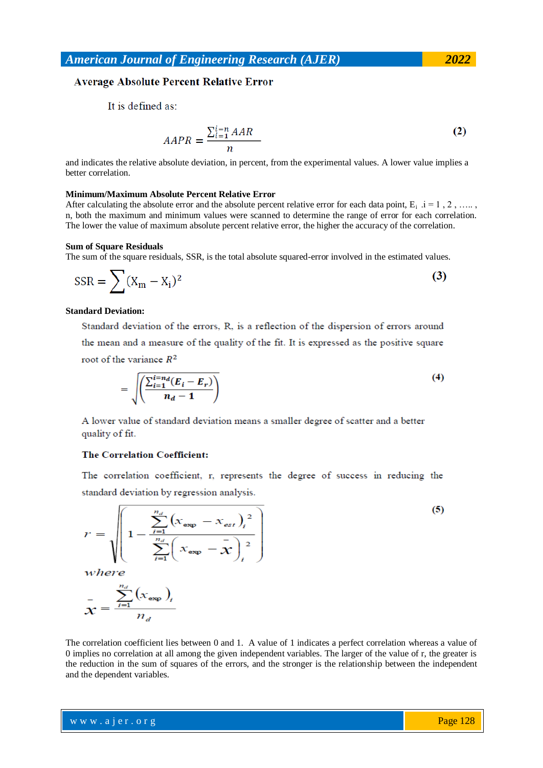### Average Absolute Percent Relative Error

It is defined as:

$$AAPR = \frac{\sum_{i=1}^{i=n} AAR}{n} \tag{2}$$

and indicates the relative absolute deviation, in percent, from the experimental values. A lower value implies a better correlation.

### Minimum/Maximum Absolute Percent Relative Error

After calculating the absolute error and the absolute percent relative error for each data point, $E_i$ .i = 1 , 2 , ….. , n, both the maximum and minimum values were scanned to determine the range of error for each correlation. The lower the value of maximum absolute percent relative error, the higher the accuracy of the correlation.

### Sum of Square Residuals

The sum of the square residuals, SSR, is the total absolute squared-error involved in the estimated values.

$$\mathrm{SSR} = \sum (\mathrm{X_m} - \mathrm{X_i})^2 \tag{3}$$

### Standard Deviation:

Standard deviation of the errors, R, is a reflection of the dispersion of errors around the mean and a measure of the quality of the fit. It is expressed as the positive square root of the variance $R^2$

$$= \sqrt{\left(\frac{\sum_{i=1}^{i=n_d}(E_i - E_r)}{n_d - 1}\right)} \tag{4}$$

A lower value of standard deviation means a smaller degree of scatter and a better quality of fit.

### The Correlation Coefficient:

The correlation coefficient, r, represents the degree of success in reducing the standard deviation by regression analysis.

$$r = \sqrt{\left(1 - \frac{\sum_{i=1}^{n_d}\left(x_{exp} - x_{est}\right)_i^2}{\sum_{i=1}^{n_d}\left(x_{exp} - \bar{x}\right)_i^2}\right)} \tag{5}$$

where

$$\bar{x} = \frac{\sum_{i=1}^{n_d}\left(x_{exp}\right)_i}{n_d}$$

The correlation coefficient lies between 0 and 1. A value of 1 indicates a perfect correlation whereas a value of 0 implies no correlation at all among the given independent variables. The larger of the value of r, the greater is the reduction in the sum of squares of the errors, and the stronger is the relationship between the independent and the dependent variables.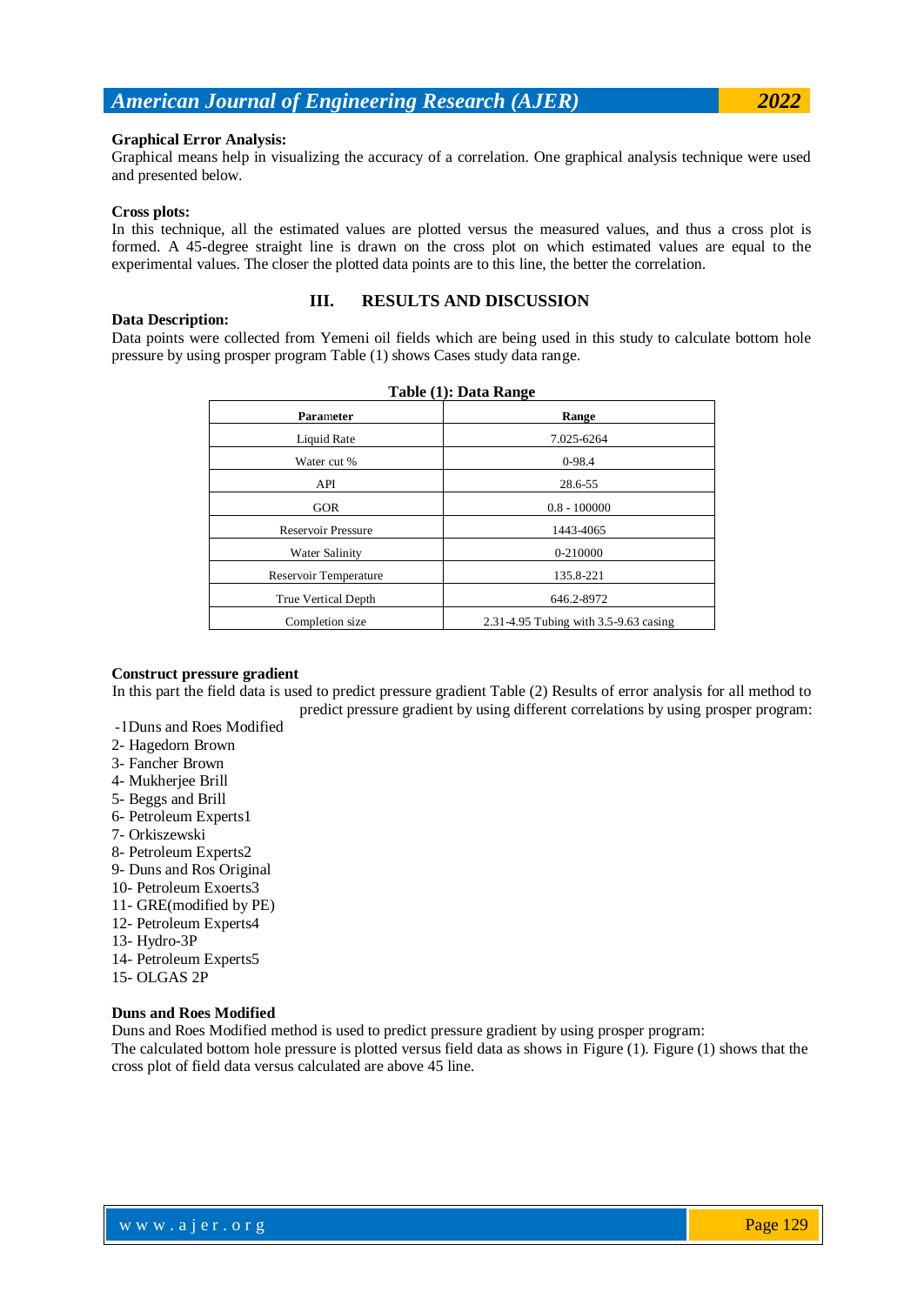**Graphical Error Analysis:**

Graphical means help in visualizing the accuracy of a correlation. One graphical analysis technique were used and presented below.

**Cross plots:**

In this technique, all the estimated values are plotted versus the measured values, and thus a cross plot is formed. A 45-degree straight line is drawn on the cross plot on which estimated values are equal to the experimental values. The closer the plotted data points are to this line, the better the correlation.

## III. RESULTS AND DISCUSSION

**Data Description:**

Data points were collected from Yemeni oil fields which are being used in this study to calculate bottom hole pressure by using prosper program Table (1) shows Cases study data range.

**Table (1): Data Range**

| Parameter | Range |
|---|---|
| Liquid Rate | 7.025-6264 |
| Water cut % | 0-98.4 |
| API | 28.6-55 |
| GOR | 0.8 - 100000 |
| Reservoir Pressure | 1443-4065 |
| Water Salinity | 0-210000 |
| Reservoir Temperature | 135.8-221 |
| True Vertical Depth | 646.2-8972 |
| Completion size | 2.31-4.95 Tubing with 3.5-9.63 casing |

**Construct pressure gradient**

In this part the field data is used to predict pressure gradient Table (2) Results of error analysis for all method to predict pressure gradient by using different correlations by using prosper program:

-1Duns and Roes Modified
2- Hagedorn Brown
3- Fancher Brown
4- Mukherjee Brill
5- Beggs and Brill
6- Petroleum Experts1
7- Orkiszewski
8- Petroleum Experts2
9- Duns and Ros Original
10- Petroleum Exoerts3
11- GRE(modified by PE)
12- Petroleum Experts4
13- Hydro-3P
14- Petroleum Experts5
15- OLGAS 2P

**Duns and Roes Modified**

Duns and Roes Modified method is used to predict pressure gradient by using prosper program:
The calculated bottom hole pressure is plotted versus field data as shows in Figure (1). Figure (1) shows that the cross plot of field data versus calculated are above 45 line.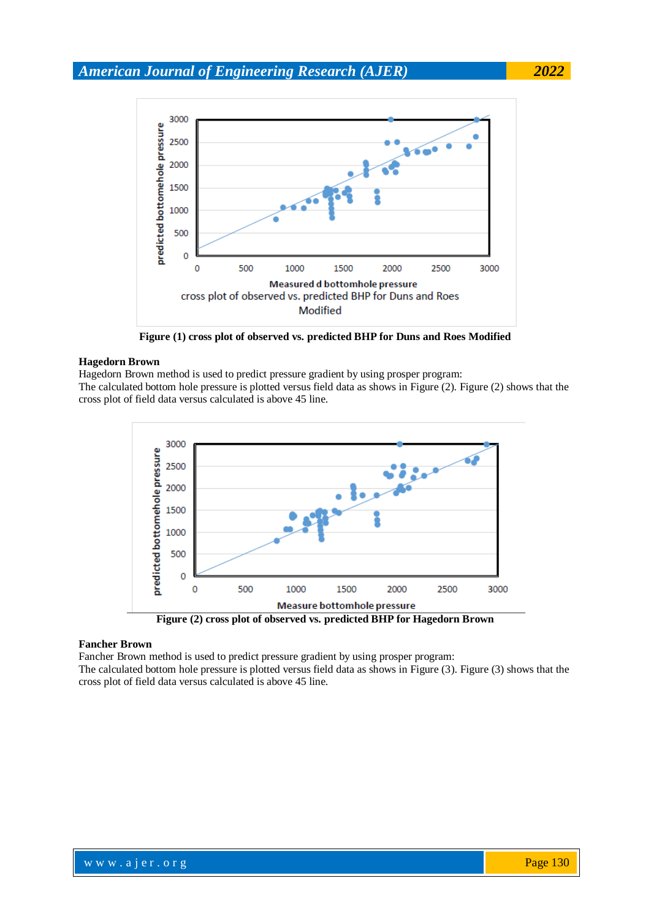Figure (1) cross plot of observed vs. predicted BHP for Duns and Roes Modified

**Hagedorn Brown**

Hagedorn Brown method is used to predict pressure gradient by using prosper program:
The calculated bottom hole pressure is plotted versus field data as shows in Figure (2). Figure (2) shows that the cross plot of field data versus calculated is above 45 line.

Figure (2) cross plot of observed vs. predicted BHP for Hagedorn Brown

**Fancher Brown**

Fancher Brown method is used to predict pressure gradient by using prosper program:
The calculated bottom hole pressure is plotted versus field data as shows in Figure (3). Figure (3) shows that the cross plot of field data versus calculated is above 45 line.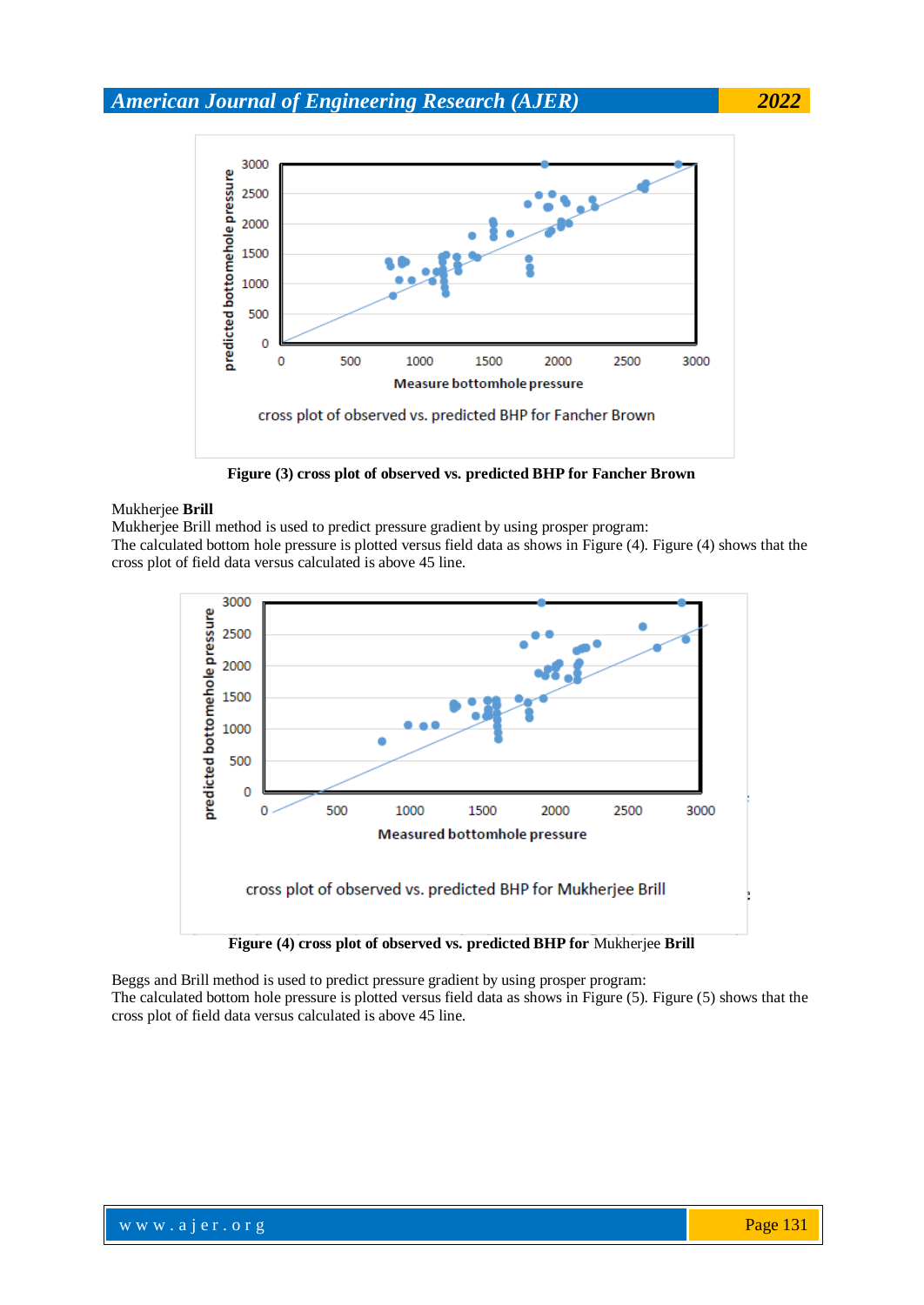Figure (3) cross plot of observed vs. predicted BHP for Fancher Brown

Mukherjee **Brill**

Mukherjee Brill method is used to predict pressure gradient by using prosper program:
The calculated bottom hole pressure is plotted versus field data as shows in Figure (4). Figure (4) shows that the cross plot of field data versus calculated is above 45 line.

**Figure (4) cross plot of observed vs. predicted BHP for** Mukherjee **Brill**

Beggs and Brill method is used to predict pressure gradient by using prosper program:
The calculated bottom hole pressure is plotted versus field data as shows in Figure (5). Figure (5) shows that the cross plot of field data versus calculated is above 45 line.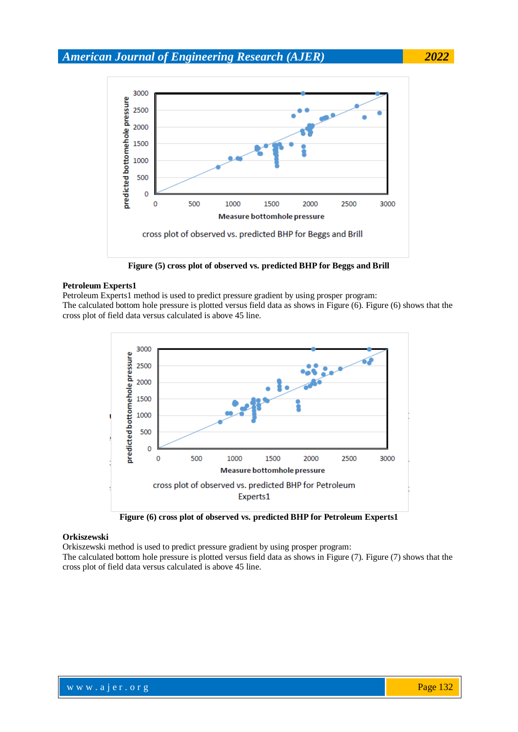Figure (5) cross plot of observed vs. predicted BHP for Beggs and Brill

**Petroleum Experts1**

Petroleum Experts1 method is used to predict pressure gradient by using prosper program:
The calculated bottom hole pressure is plotted versus field data as shows in Figure (6). Figure (6) shows that the cross plot of field data versus calculated is above 45 line.

Figure (6) cross plot of observed vs. predicted BHP for Petroleum Experts1

**Orkiszewski**

Orkiszewski method is used to predict pressure gradient by using prosper program:
The calculated bottom hole pressure is plotted versus field data as shows in Figure (7). Figure (7) shows that the cross plot of field data versus calculated is above 45 line.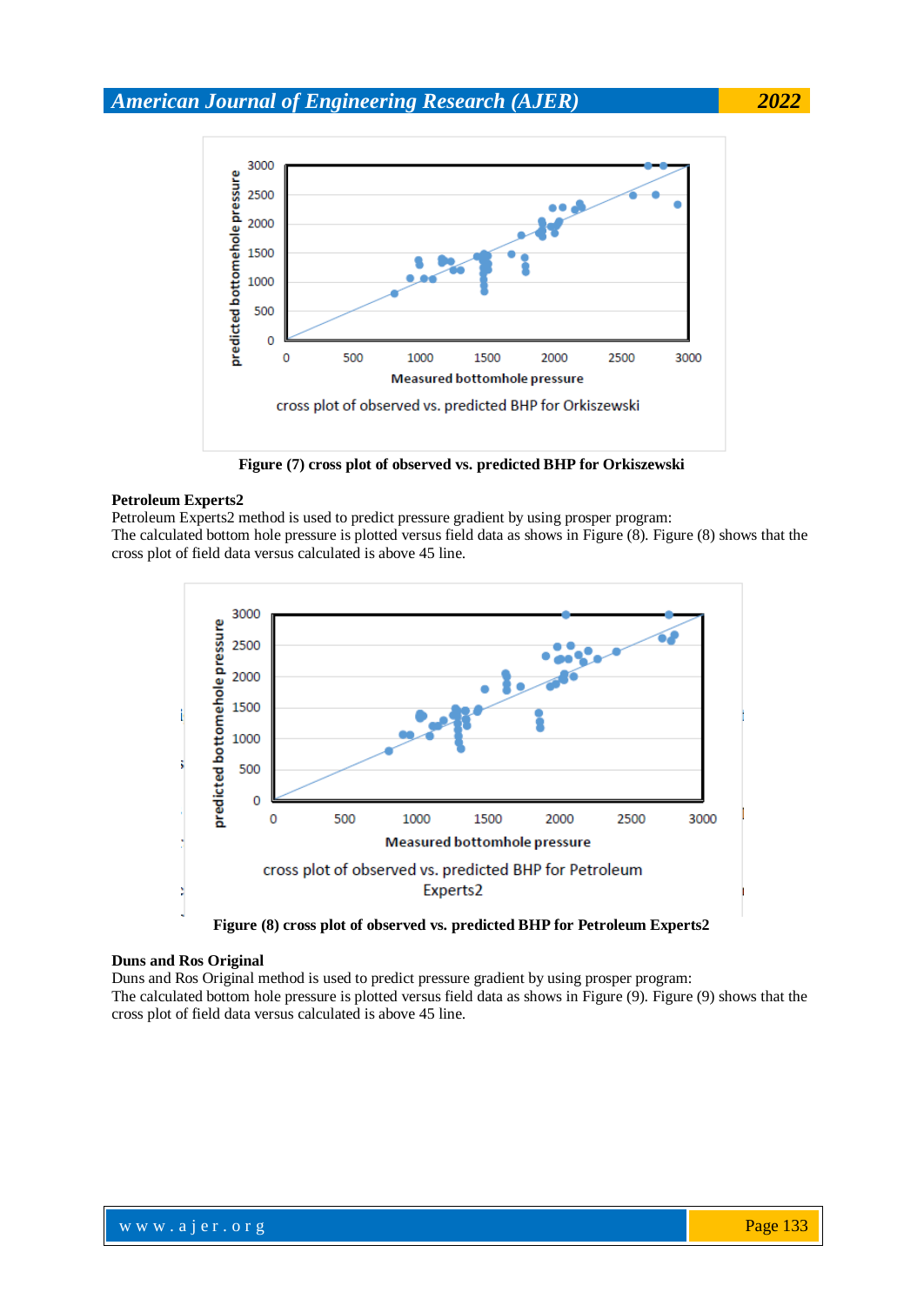Figure (7) cross plot of observed vs. predicted BHP for Orkiszewski

**Petroleum Experts2**

Petroleum Experts2 method is used to predict pressure gradient by using prosper program:
The calculated bottom hole pressure is plotted versus field data as shows in Figure (8). Figure (8) shows that the cross plot of field data versus calculated is above 45 line.

Figure (8) cross plot of observed vs. predicted BHP for Petroleum Experts2

**Duns and Ros Original**

Duns and Ros Original method is used to predict pressure gradient by using prosper program:
The calculated bottom hole pressure is plotted versus field data as shows in Figure (9). Figure (9) shows that the cross plot of field data versus calculated is above 45 line.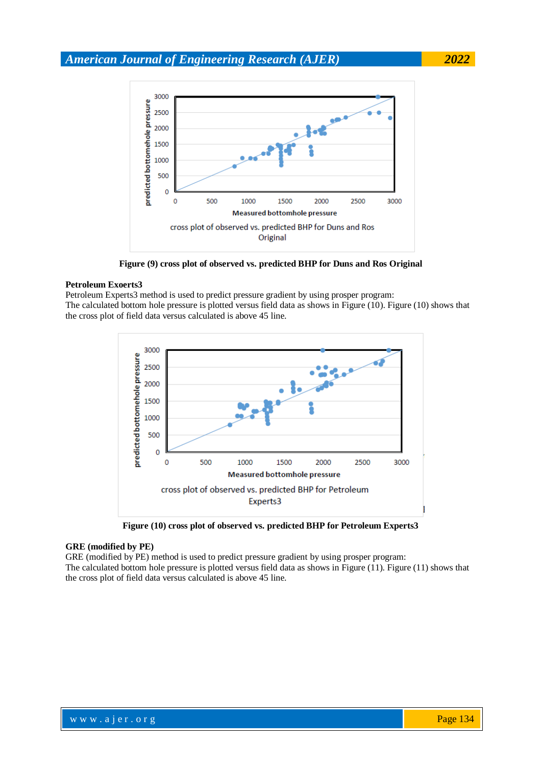**Figure (9) cross plot of observed vs. predicted BHP for Duns and Ros Original**

**Petroleum Exoerts3**

Petroleum Experts3 method is used to predict pressure gradient by using prosper program:
The calculated bottom hole pressure is plotted versus field data as shows in Figure (10). Figure (10) shows that the cross plot of field data versus calculated is above 45 line.

**Figure (10) cross plot of observed vs. predicted BHP for Petroleum Experts3**

**GRE (modified by PE)**

GRE (modified by PE) method is used to predict pressure gradient by using prosper program:
The calculated bottom hole pressure is plotted versus field data as shows in Figure (11). Figure (11) shows that the cross plot of field data versus calculated is above 45 line.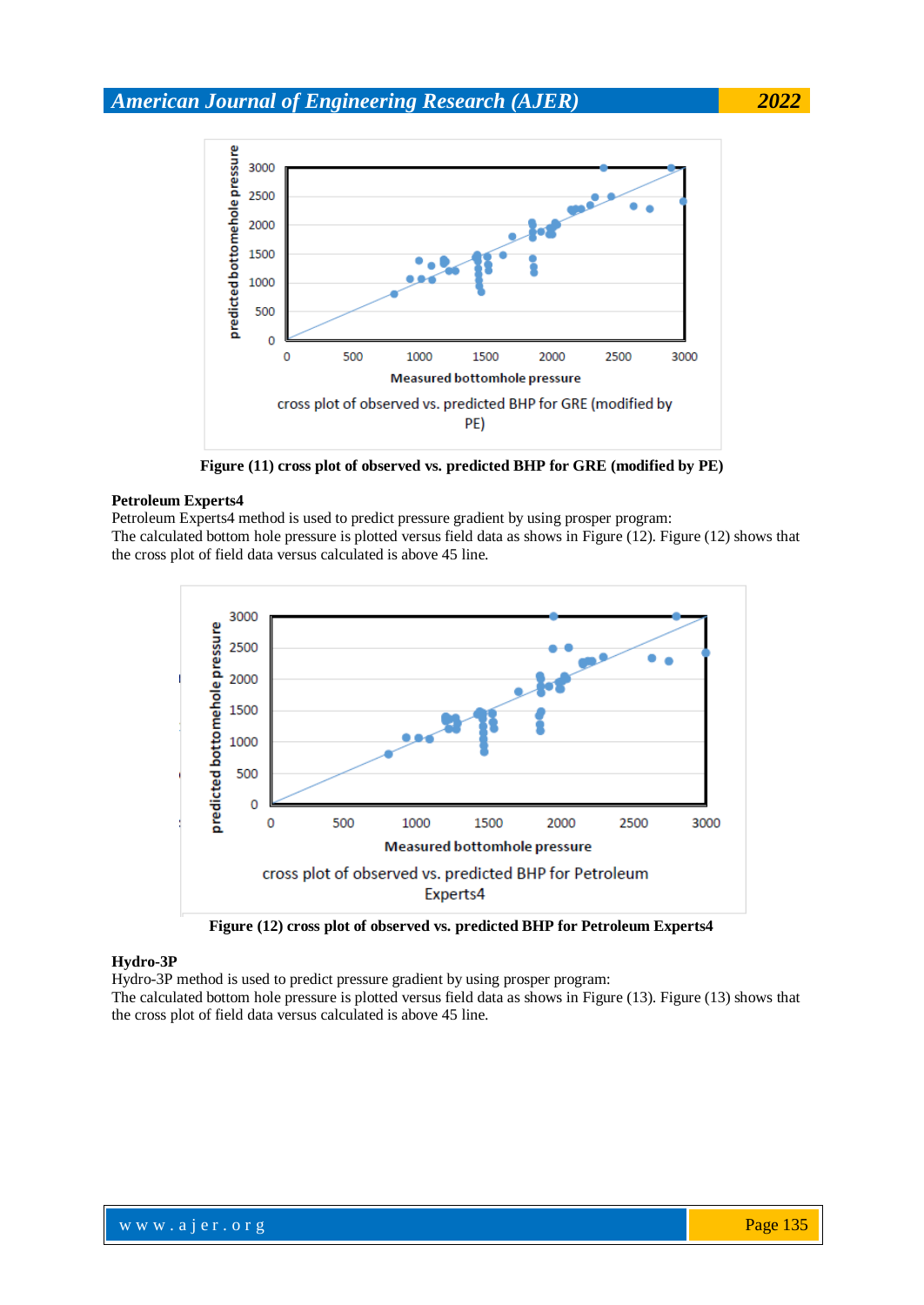Figure (11) cross plot of observed vs. predicted BHP for GRE (modified by PE)

**Petroleum Experts4**

Petroleum Experts4 method is used to predict pressure gradient by using prosper program:
The calculated bottom hole pressure is plotted versus field data as shows in Figure (12). Figure (12) shows that the cross plot of field data versus calculated is above 45 line.

Figure (12) cross plot of observed vs. predicted BHP for Petroleum Experts4

**Hydro-3P**

Hydro-3P method is used to predict pressure gradient by using prosper program:
The calculated bottom hole pressure is plotted versus field data as shows in Figure (13). Figure (13) shows that the cross plot of field data versus calculated is above 45 line.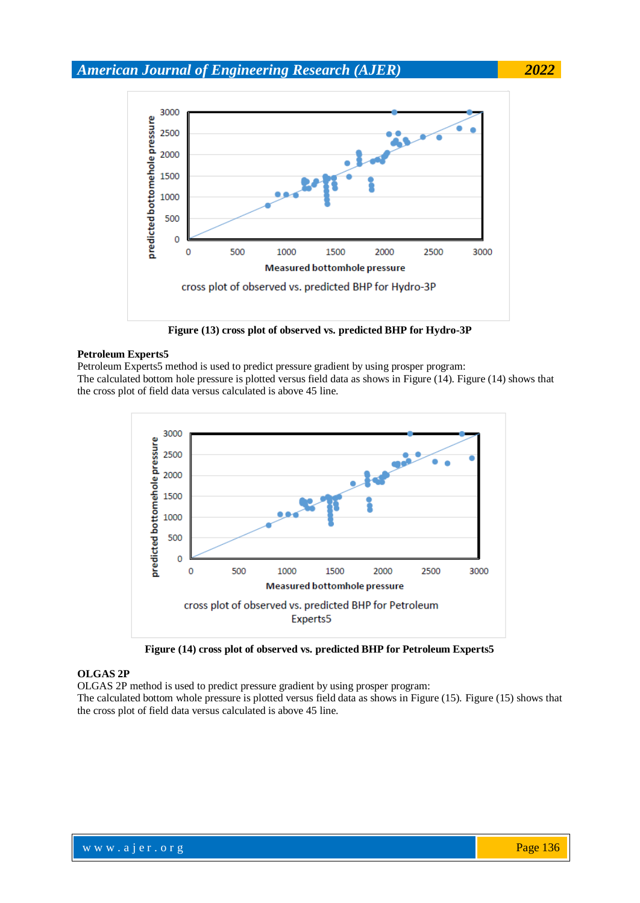Figure (13) cross plot of observed vs. predicted BHP for Hydro-3P

**Petroleum Experts5**

Petroleum Experts5 method is used to predict pressure gradient by using prosper program:

The calculated bottom hole pressure is plotted versus field data as shows in Figure (14). Figure (14) shows that the cross plot of field data versus calculated is above 45 line.

Figure (14) cross plot of observed vs. predicted BHP for Petroleum Experts5

**OLGAS 2P**

OLGAS 2P method is used to predict pressure gradient by using prosper program:

The calculated bottom whole pressure is plotted versus field data as shows in Figure (15). Figure (15) shows that the cross plot of field data versus calculated is above 45 line.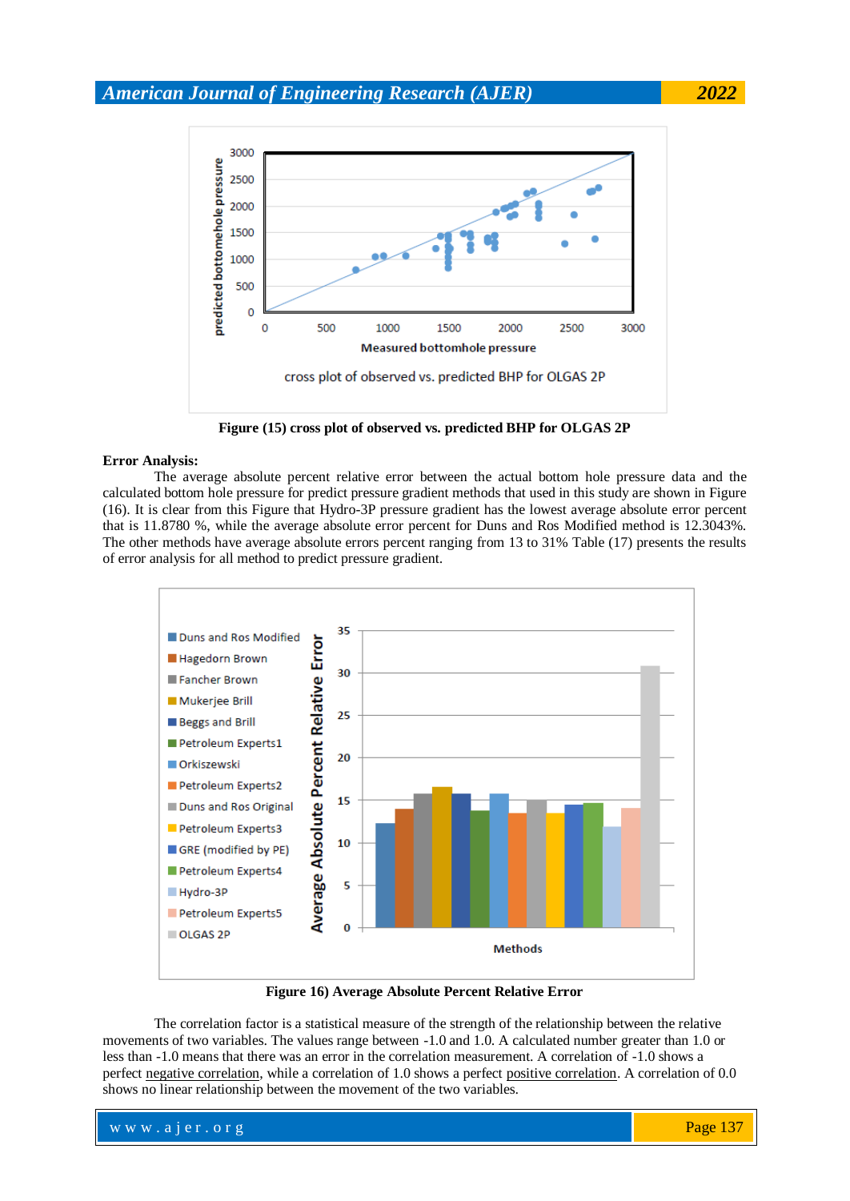Figure (15) cross plot of observed vs. predicted BHP for OLGAS 2P

**Error Analysis:**

The average absolute percent relative error between the actual bottom hole pressure data and the calculated bottom hole pressure for predict pressure gradient methods that used in this study are shown in Figure (16). It is clear from this Figure that Hydro-3P pressure gradient has the lowest average absolute error percent that is 11.8780 %, while the average absolute error percent for Duns and Ros Modified method is 12.3043%. The other methods have average absolute errors percent ranging from 13 to 31% Table (17) presents the results of error analysis for all method to predict pressure gradient.

Figure 16) Average Absolute Percent Relative Error

The correlation factor is a statistical measure of the strength of the relationship between the relative movements of two variables. The values range between -1.0 and 1.0. A calculated number greater than 1.0 or less than -1.0 means that there was an error in the correlation measurement. A correlation of -1.0 shows a perfect negative correlation, while a correlation of 1.0 shows a perfect positive correlation. A correlation of 0.0 shows no linear relationship between the movement of the two variables.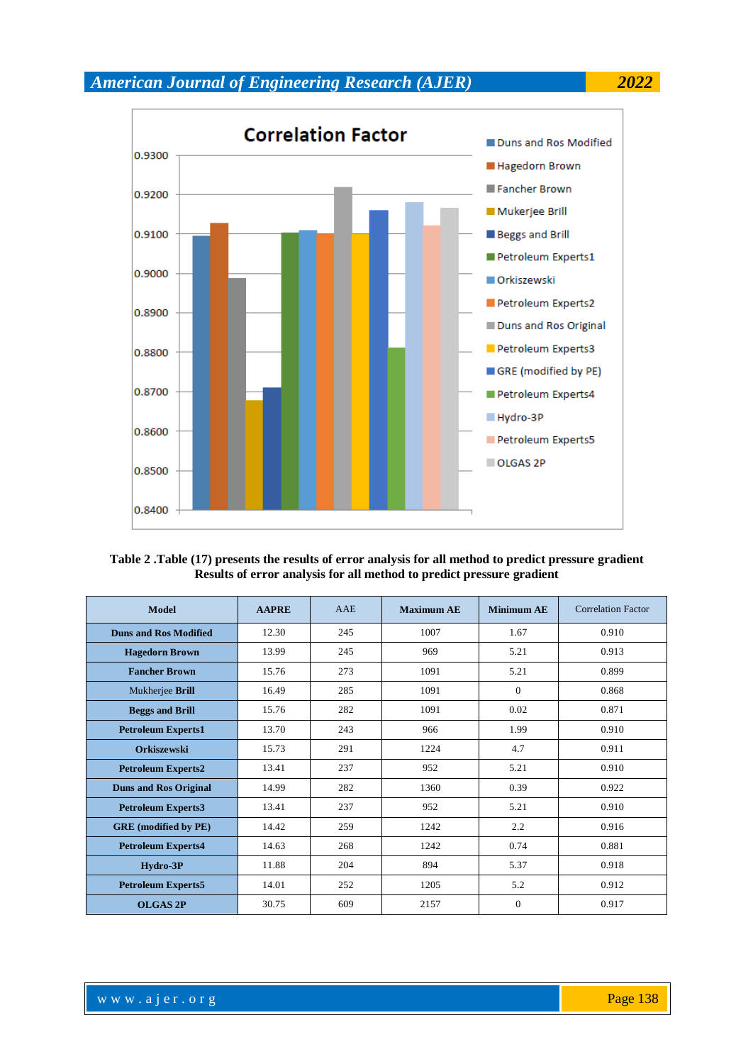**Table 2 .Table (17) presents the results of error analysis for all method to predict pressure gradient**
**Results of error analysis for all method to predict pressure gradient**

| Model | AAPRE | AAE | Maximum AE | Minimum AE | Correlation Factor |
|---|---|---|---|---|---|
| **Duns and Ros Modified** | 12.30 | 245 | 1007 | 1.67 | 0.910 |
| **Hagedorn Brown** | 13.99 | 245 | 969 | 5.21 | 0.913 |
| **Fancher Brown** | 15.76 | 273 | 1091 | 5.21 | 0.899 |
| Mukherjee **Brill** | 16.49 | 285 | 1091 | 0 | 0.868 |
| **Beggs and Brill** | 15.76 | 282 | 1091 | 0.02 | 0.871 |
| **Petroleum Experts1** | 13.70 | 243 | 966 | 1.99 | 0.910 |
| **Orkiszewski** | 15.73 | 291 | 1224 | 4.7 | 0.911 |
| **Petroleum Experts2** | 13.41 | 237 | 952 | 5.21 | 0.910 |
| **Duns and Ros Original** | 14.99 | 282 | 1360 | 0.39 | 0.922 |
| **Petroleum Experts3** | 13.41 | 237 | 952 | 5.21 | 0.910 |
| **GRE (modified by PE)** | 14.42 | 259 | 1242 | 2.2 | 0.916 |
| **Petroleum Experts4** | 14.63 | 268 | 1242 | 0.74 | 0.881 |
| **Hydro-3P** | 11.88 | 204 | 894 | 5.37 | 0.918 |
| **Petroleum Experts5** | 14.01 | 252 | 1205 | 5.2 | 0.912 |
| **OLGAS 2P** | 30.75 | 609 | 2157 | 0 | 0.917 |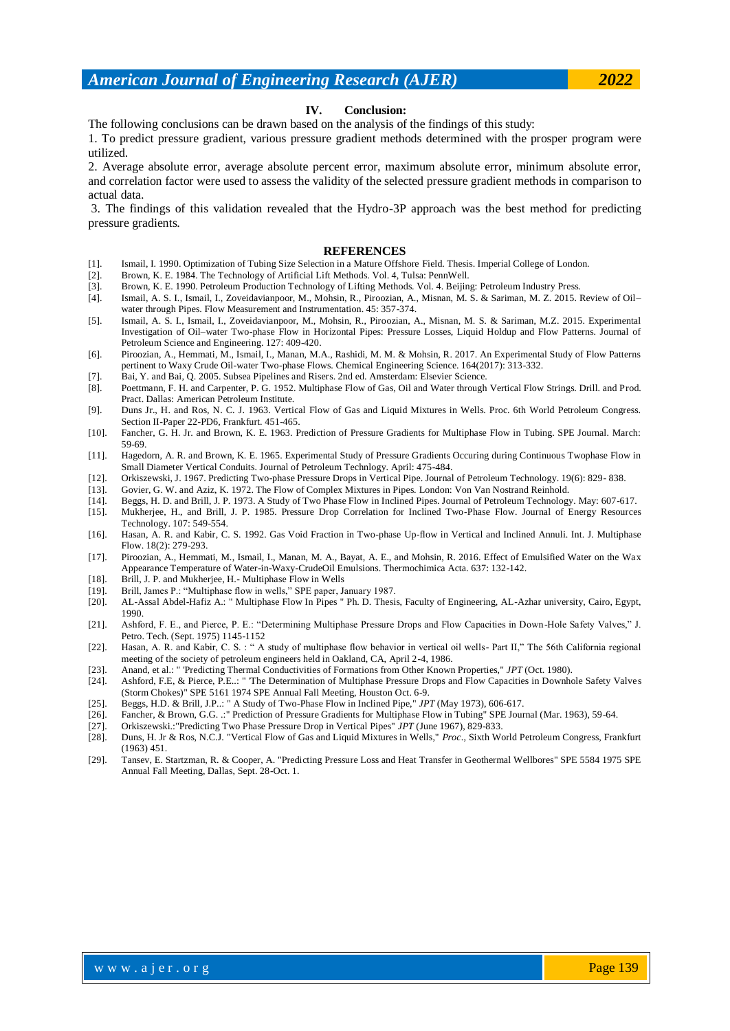## IV. Conclusion:

The following conclusions can be drawn based on the analysis of the findings of this study:

1. To predict pressure gradient, various pressure gradient methods determined with the prosper program were utilized.

2. Average absolute error, average absolute percent error, maximum absolute error, minimum absolute error, and correlation factor were used to assess the validity of the selected pressure gradient methods in comparison to actual data.

3. The findings of this validation revealed that the Hydro-3P approach was the best method for predicting pressure gradients.

## REFERENCES

[1]. Ismail, I. 1990. Optimization of Tubing Size Selection in a Mature Offshore Field. Thesis. Imperial College of London.

[2]. Brown, K. E. 1984. The Technology of Artificial Lift Methods. Vol. 4, Tulsa: PennWell.

[3]. Brown, K. E. 1990. Petroleum Production Technology of Lifting Methods. Vol. 4. Beijing: Petroleum Industry Press.

[4]. Ismail, A. S. I., Ismail, I., Zoveidavianpoor, M., Mohsin, R., Piroozian, A., Misnan, M. S. & Sariman, M. Z. 2015. Review of Oil–water through Pipes. Flow Measurement and Instrumentation. 45: 357-374.

[5]. Ismail, A. S. I., Ismail, I., Zoveidavianpoor, M., Mohsin, R., Piroozian, A., Misnan, M. S. & Sariman, M.Z. 2015. Experimental Investigation of Oil–water Two-phase Flow in Horizontal Pipes: Pressure Losses, Liquid Holdup and Flow Patterns. Journal of Petroleum Science and Engineering. 127: 409-420.

[6]. Piroozian, A., Hemmati, M., Ismail, I., Manan, M.A., Rashidi, M. M. & Mohsin, R. 2017. An Experimental Study of Flow Patterns pertinent to Waxy Crude Oil-water Two-phase Flows. Chemical Engineering Science. 164(2017): 313-332.

[7]. Bai, Y. and Bai, Q. 2005. Subsea Pipelines and Risers. 2nd ed. Amsterdam: Elsevier Science.

[8]. Poettmann, F. H. and Carpenter, P. G. 1952. Multiphase Flow of Gas, Oil and Water through Vertical Flow Strings. Drill. and Prod. Pract. Dallas: American Petroleum Institute.

[9]. Duns Jr., H. and Ros, N. C. J. 1963. Vertical Flow of Gas and Liquid Mixtures in Wells. Proc. 6th World Petroleum Congress. Section II-Paper 22-PD6, Frankfurt. 451-465.

[10]. Fancher, G. H. Jr. and Brown, K. E. 1963. Prediction of Pressure Gradients for Multiphase Flow in Tubing. SPE Journal. March: 59-69.

[11]. Hagedorn, A. R. and Brown, K. E. 1965. Experimental Study of Pressure Gradients Occuring during Continuous Twophase Flow in Small Diameter Vertical Conduits. Journal of Petroleum Technlogy. April: 475-484.

[12]. Orkiszewski, J. 1967. Predicting Two-phase Pressure Drops in Vertical Pipe. Journal of Petroleum Technology. 19(6): 829- 838.

[13]. Govier, G. W. and Aziz, K. 1972. The Flow of Complex Mixtures in Pipes. London: Von Van Nostrand Reinhold.

[14]. Beggs, H. D. and Brill, J. P. 1973. A Study of Two Phase Flow in Inclined Pipes. Journal of Petroleum Technology. May: 607-617.

[15]. Mukherjee, H., and Brill, J. P. 1985. Pressure Drop Correlation for Inclined Two-Phase Flow. Journal of Energy Resources Technology. 107: 549-554.

[16]. Hasan, A. R. and Kabir, C. S. 1992. Gas Void Fraction in Two-phase Up-flow in Vertical and Inclined Annuli. Int. J. Multiphase Flow. 18(2): 279-293.

[17]. Piroozian, A., Hemmati, M., Ismail, I., Manan, M. A., Bayat, A. E., and Mohsin, R. 2016. Effect of Emulsified Water on the Wax Appearance Temperature of Water-in-Waxy-CrudeOil Emulsions. Thermochimica Acta. 637: 132-142.

[18]. Brill, J. P. and Mukherjee, H.- Multiphase Flow in Wells

[19]. Brill, James P.: "Multiphase flow in wells," SPE paper, January 1987.

[20]. AL-Assal Abdel-Hafiz A.: " Multiphase Flow In Pipes " Ph. D. Thesis, Faculty of Engineering, AL-Azhar university, Cairo, Egypt, 1990.

[21]. Ashford, F. E., and Pierce, P. E.: "Determining Multiphase Pressure Drops and Flow Capacities in Down-Hole Safety Valves," J. Petro. Tech. (Sept. 1975) 1145-1152

[22]. Hasan, A. R. and Kabir, C. S. : " A study of multiphase flow behavior in vertical oil wells- Part II," The 56th California regional meeting of the society of petroleum engineers held in Oakland, CA, April 2-4, 1986.

[23]. Anand, et al.: " 'Predicting Thermal Conductivities of Formations from Other Known Properties," *JPT* (Oct. 1980).

[24]. Ashford, F.E, & Pierce, P.E..: " 'The Determination of Multiphase Pressure Drops and Flow Capacities in Downhole Safety Valves (Storm Chokes)" SPE 5161 1974 SPE Annual Fall Meeting, Houston Oct. 6-9.

[25]. Beggs, H.D. & Brill, J.P..: " A Study of Two-Phase Flow in Inclined Pipe," *JPT* (May 1973), 606-617.

[26]. Fancher, & Brown, G.G. .:" Prediction of Pressure Gradients for Multiphase Flow in Tubing" SPE Journal (Mar. 1963), 59-64.

[27]. Orkiszewski.:"Predicting Two Phase Pressure Drop in Vertical Pipes" *JPT* (June 1967), 829-833.

[28]. Duns, H. Jr & Ros, N.C.J. "Vertical Flow of Gas and Liquid Mixtures in Wells," *Proc.*, Sixth World Petroleum Congress, Frankfurt (1963) 451.

[29]. Tansev, E. Startzman, R. & Cooper, A. "Predicting Pressure Loss and Heat Transfer in Geothermal Wellbores" SPE 5584 1975 SPE Annual Fall Meeting, Dallas, Sept. 28-Oct. 1.